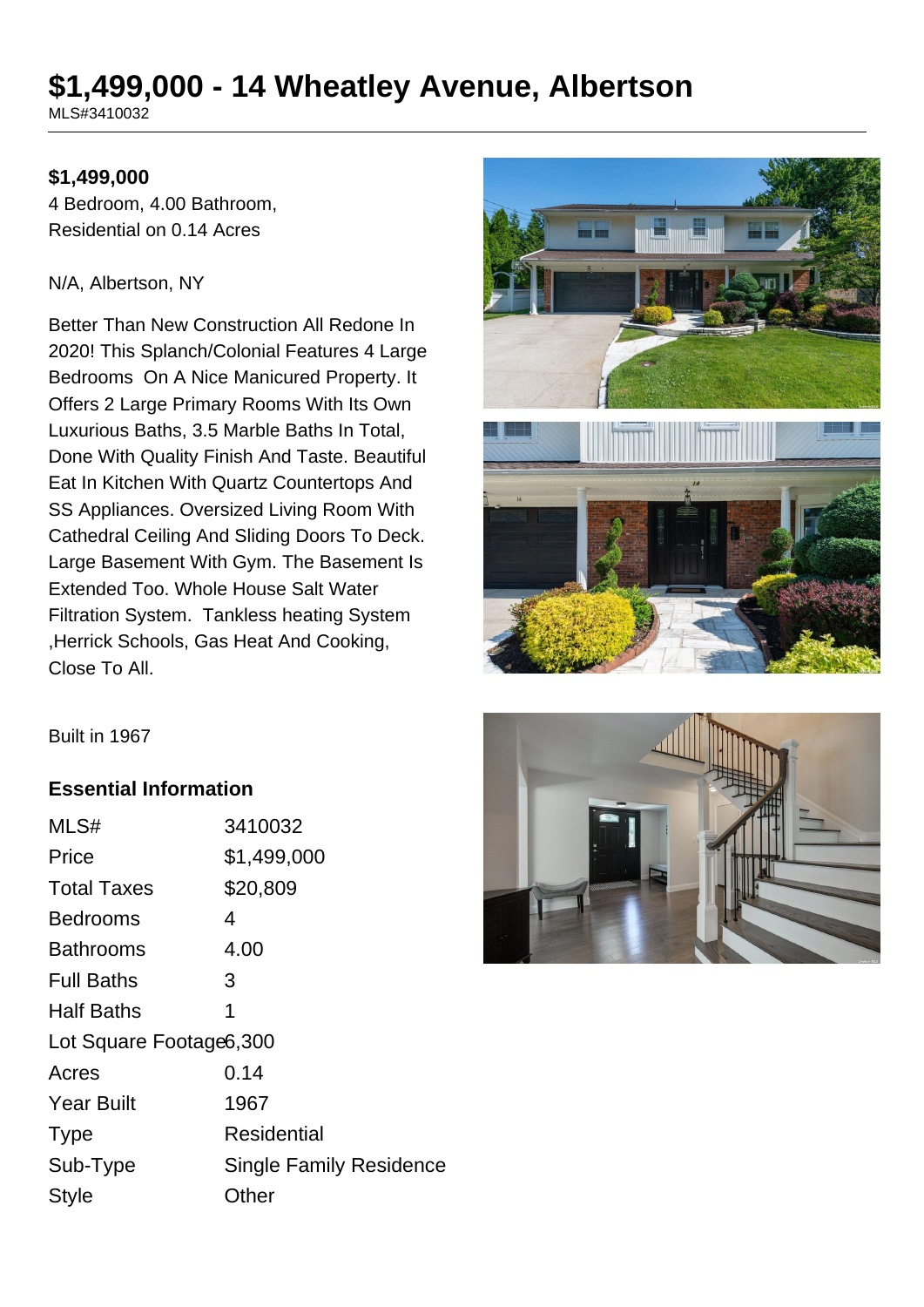# $1,499,000 - 14 Wheatley Avenue, Albertson

MLS#3410032

**$1,499,000**

4 Bedroom, 4.00 Bathroom,
Residential on 0.14 Acres

N/A, Albertson, NY

Better Than New Construction All Redone In 2020! This Splanch/Colonial Features 4 Large Bedrooms On A Nice Manicured Property. It Offers 2 Large Primary Rooms With Its Own Luxurious Baths, 3.5 Marble Baths In Total, Done With Quality Finish And Taste. Beautiful Eat In Kitchen With Quartz Countertops And SS Appliances. Oversized Living Room With Cathedral Ceiling And Sliding Doors To Deck. Large Basement With Gym. The Basement Is Extended Too. Whole House Salt Water Filtration System. Tankless heating System ,Herrick Schools, Gas Heat And Cooking, Close To All.

Built in 1967

## Essential Information

| | |
|---|---|
| MLS# | 3410032 |
| Price | $1,499,000 |
| Total Taxes | $20,809 |
| Bedrooms | 4 |
| Bathrooms | 4.00 |
| Full Baths | 3 |
| Half Baths | 1 |
| Lot Square Footage | 6,300 |
| Acres | 0.14 |
| Year Built | 1967 |
| Type | Residential |
| Sub-Type | Single Family Residence |
| Style | Other |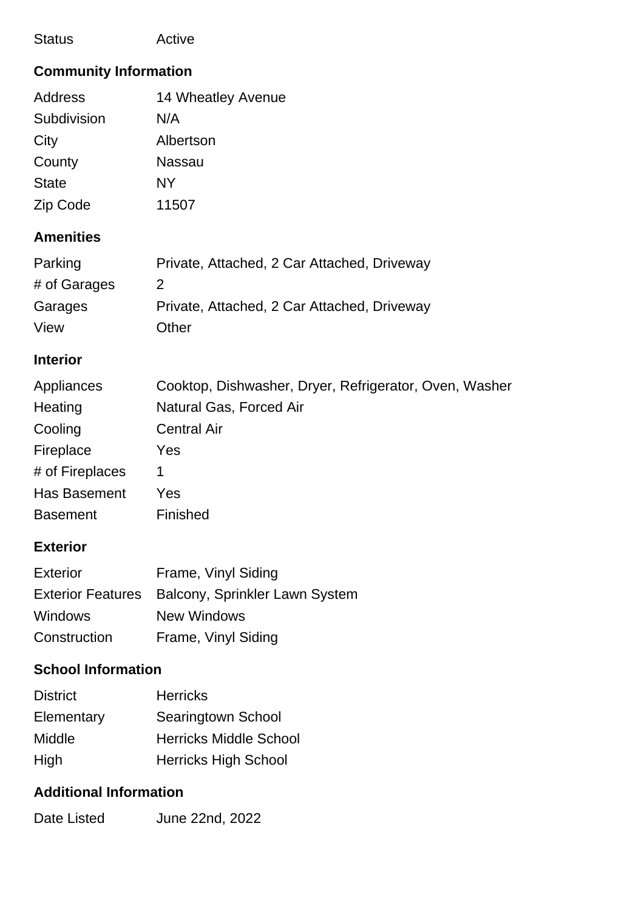| Status | Active |
|---|---|

### Community Information

| | |
|---|---|
| Address | 14 Wheatley Avenue |
| Subdivision | N/A |
| City | Albertson |
| County | Nassau |
| State | NY |
| Zip Code | 11507 |

### Amenities

| | |
|---|---|
| Parking | Private, Attached, 2 Car Attached, Driveway |
| # of Garages | 2 |
| Garages | Private, Attached, 2 Car Attached, Driveway |
| View | Other |

### Interior

| | |
|---|---|
| Appliances | Cooktop, Dishwasher, Dryer, Refrigerator, Oven, Washer |
| Heating | Natural Gas, Forced Air |
| Cooling | Central Air |
| Fireplace | Yes |
| # of Fireplaces | 1 |
| Has Basement | Yes |
| Basement | Finished |

### Exterior

| | |
|---|---|
| Exterior | Frame, Vinyl Siding |
| Exterior Features | Balcony, Sprinkler Lawn System |
| Windows | New Windows |
| Construction | Frame, Vinyl Siding |

### School Information

| | |
|---|---|
| District | Herricks |
| Elementary | Searingtown School |
| Middle | Herricks Middle School |
| High | Herricks High School |

### Additional Information

| | |
|---|---|
| Date Listed | June 22nd, 2022 |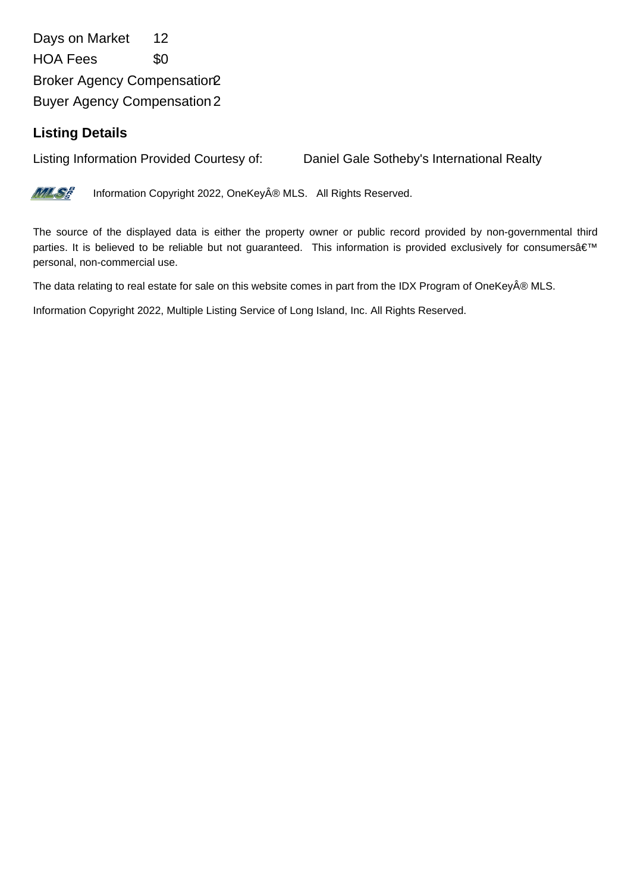| | |
|---|---|
| Days on Market | 12 |
| HOA Fees | $0 |
| Broker Agency Compensation | 2 |
| Buyer Agency Compensation | 2 |

## Listing Details

Listing Information Provided Courtesy of: Daniel Gale Sotheby's International Realty

Information Copyright 2022, OneKeyÂ® MLS. All Rights Reserved.

The source of the displayed data is either the property owner or public record provided by non-governmental third parties. It is believed to be reliable but not guaranteed. This information is provided exclusively for consumersâ€™ personal, non-commercial use.

The data relating to real estate for sale on this website comes in part from the IDX Program of OneKeyÂ® MLS.

Information Copyright 2022, Multiple Listing Service of Long Island, Inc. All Rights Reserved.